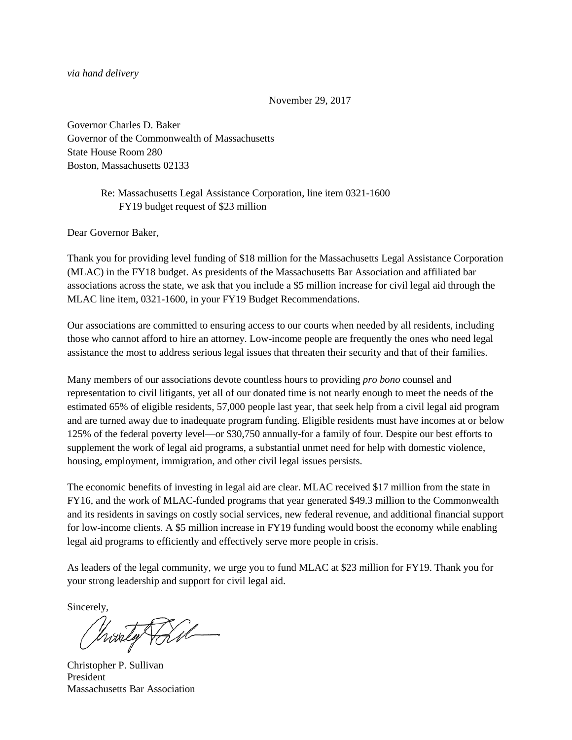*via hand delivery*

November 29, 2017

Governor Charles D. Baker
Governor of the Commonwealth of Massachusetts
State House Room 280
Boston, Massachusetts 02133

Re: Massachusetts Legal Assistance Corporation, line item 0321-1600
FY19 budget request of $23 million

Dear Governor Baker,

Thank you for providing level funding of $18 million for the Massachusetts Legal Assistance Corporation (MLAC) in the FY18 budget. As presidents of the Massachusetts Bar Association and affiliated bar associations across the state, we ask that you include a $5 million increase for civil legal aid through the MLAC line item, 0321-1600, in your FY19 Budget Recommendations.

Our associations are committed to ensuring access to our courts when needed by all residents, including those who cannot afford to hire an attorney. Low-income people are frequently the ones who need legal assistance the most to address serious legal issues that threaten their security and that of their families.

Many members of our associations devote countless hours to providing *pro bono* counsel and representation to civil litigants, yet all of our donated time is not nearly enough to meet the needs of the estimated 65% of eligible residents, 57,000 people last year, that seek help from a civil legal aid program and are turned away due to inadequate program funding. Eligible residents must have incomes at or below 125% of the federal poverty level—or $30,750 annually-for a family of four. Despite our best efforts to supplement the work of legal aid programs, a substantial unmet need for help with domestic violence, housing, employment, immigration, and other civil legal issues persists.

The economic benefits of investing in legal aid are clear. MLAC received $17 million from the state in FY16, and the work of MLAC-funded programs that year generated $49.3 million to the Commonwealth and its residents in savings on costly social services, new federal revenue, and additional financial support for low-income clients. A $5 million increase in FY19 funding would boost the economy while enabling legal aid programs to efficiently and effectively serve more people in crisis.

As leaders of the legal community, we urge you to fund MLAC at $23 million for FY19. Thank you for your strong leadership and support for civil legal aid.

Sincerely,

Christopher P. Sullivan
President
Massachusetts Bar Association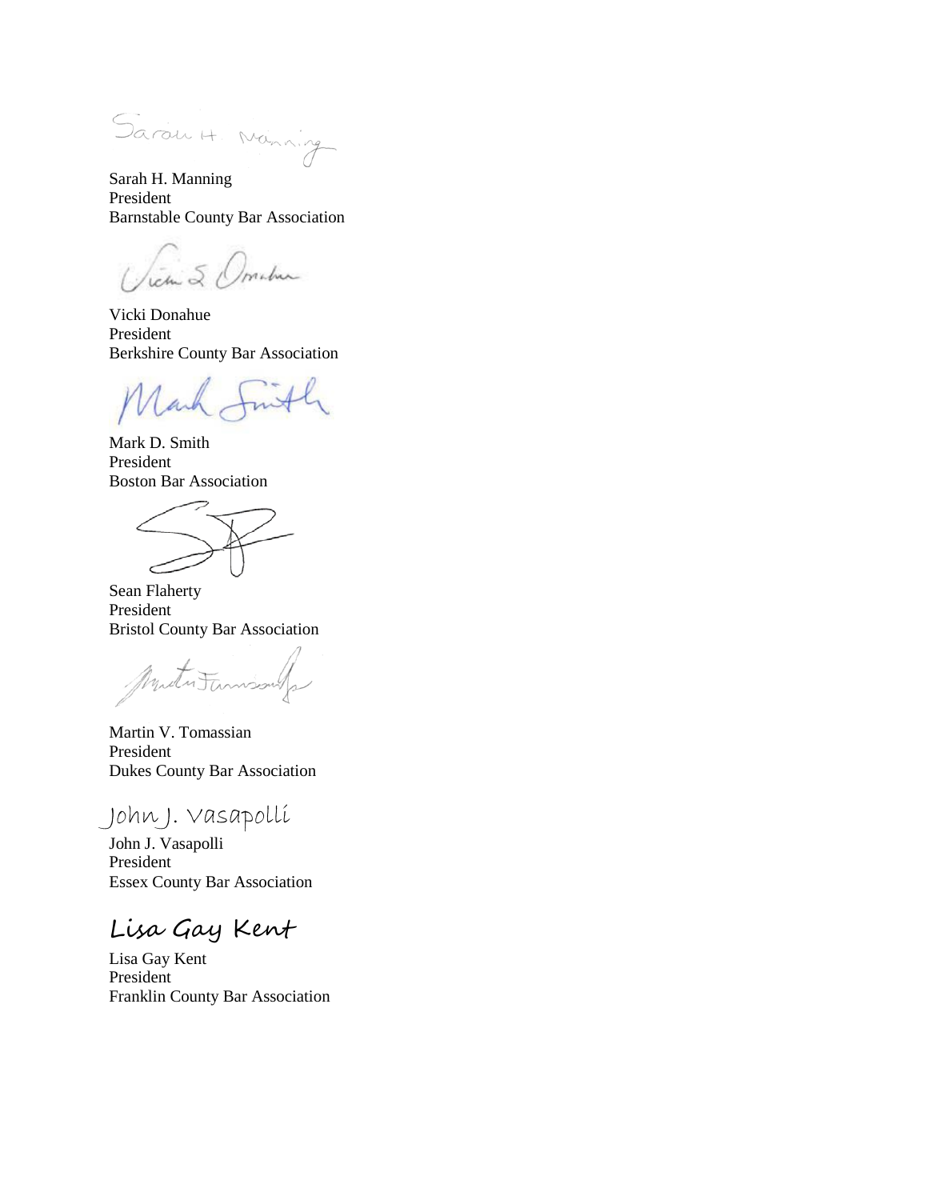Sarah H. Manning

Sarah H. Manning
President
Barnstable County Bar Association

Vicki S. Donahue

Vicki Donahue
President
Berkshire County Bar Association

Mark Smith

Mark D. Smith
President
Boston Bar Association

Sean Flaherty
President
Bristol County Bar Association

Martin Tomassian

Martin V. Tomassian
President
Dukes County Bar Association

John J. Vasapolli

John J. Vasapolli
President
Essex County Bar Association

Lisa Gay Kent

Lisa Gay Kent
President
Franklin County Bar Association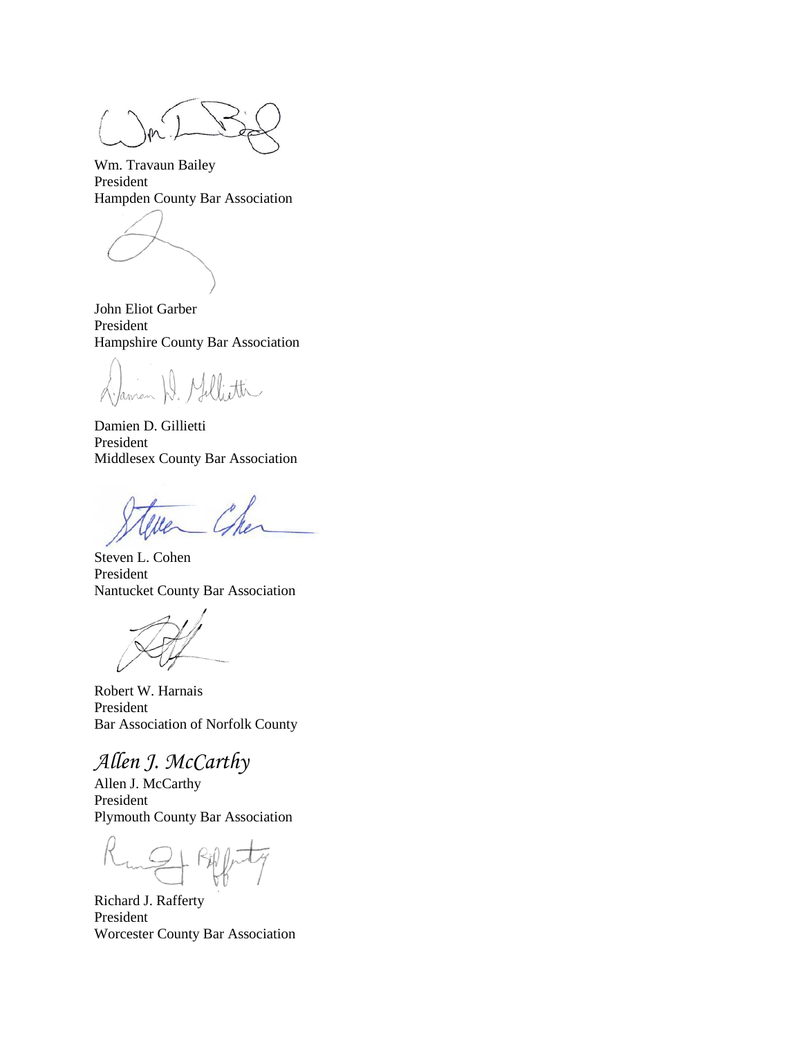Wm. Travaun Bailey
President
Hampden County Bar Association

John Eliot Garber
President
Hampshire County Bar Association

Damien D. Gillietti
President
Middlesex County Bar Association

Steven L. Cohen
President
Nantucket County Bar Association

Robert W. Harnais
President
Bar Association of Norfolk County

*Allen J. McCarthy*

Allen J. McCarthy
President
Plymouth County Bar Association

Richard J. Rafferty
President
Worcester County Bar Association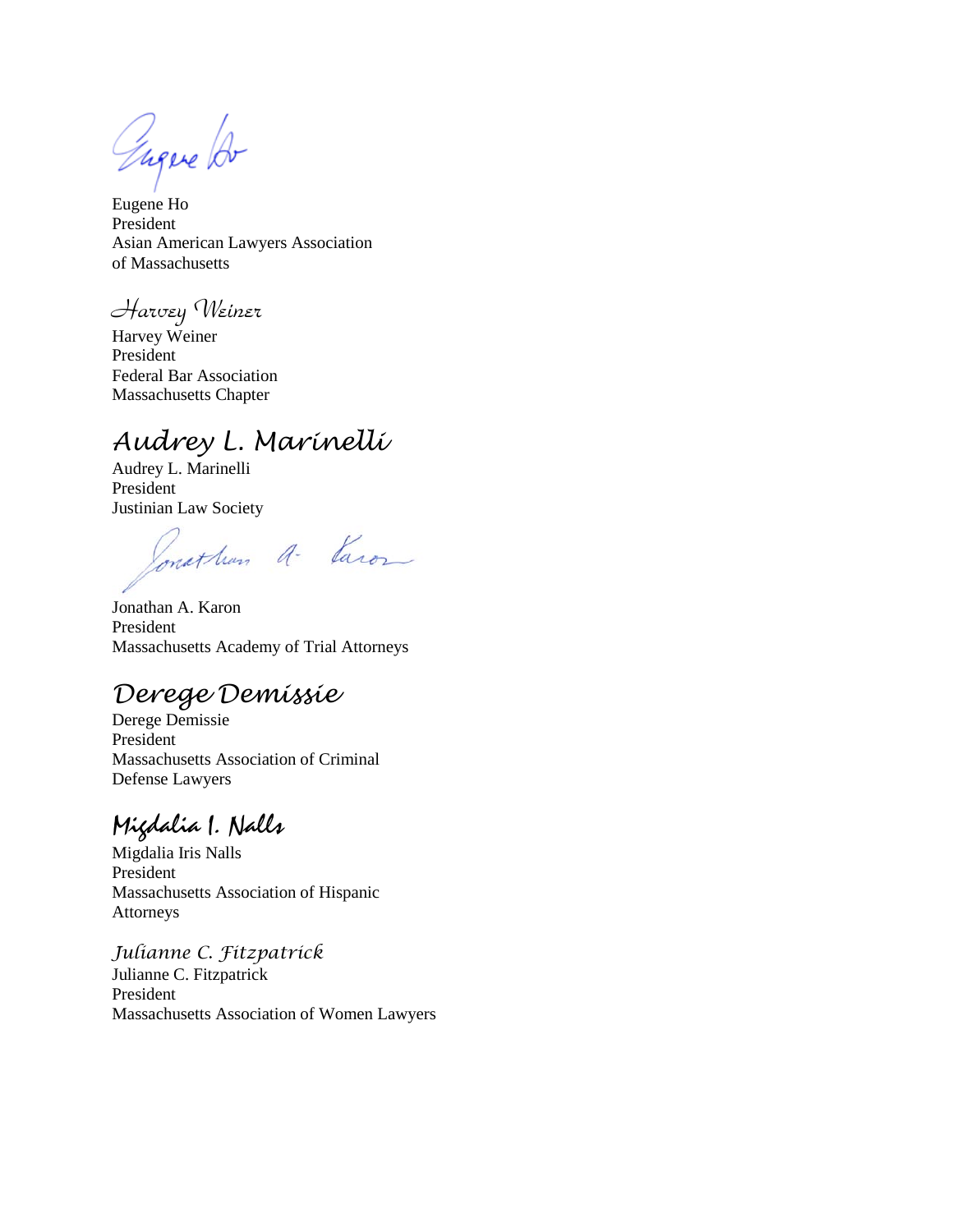Eugene Ho
President
Asian American Lawyers Association
of Massachusetts

*Harvey Weiner*

Harvey Weiner
President
Federal Bar Association
Massachusetts Chapter

*Audrey L. Marinelli*

Audrey L. Marinelli
President
Justinian Law Society

Jonathan A. Karon
President
Massachusetts Academy of Trial Attorneys

*Derege Demissie*

Derege Demissie
President
Massachusetts Association of Criminal
Defense Lawyers

*Migdalia I. Nalls*

Migdalia Iris Nalls
President
Massachusetts Association of Hispanic
Attorneys

*Julianne C. Fitzpatrick*

Julianne C. Fitzpatrick
President
Massachusetts Association of Women Lawyers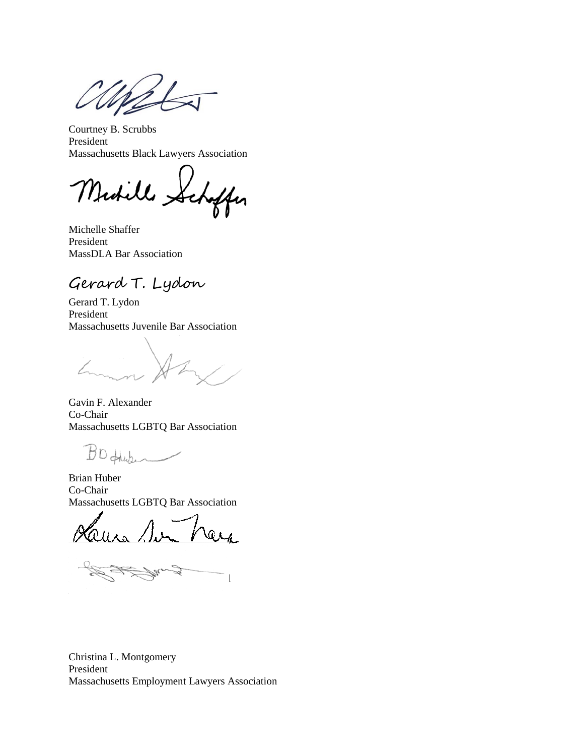Courtney B. Scrubbs
President
Massachusetts Black Lawyers Association

Michelle Shaffer
President
MassDLA Bar Association

Gerard T. Lydon

Gerard T. Lydon
President
Massachusetts Juvenile Bar Association

Gavin F. Alexander
Co-Chair
Massachusetts LGBTQ Bar Association

Brian Huber
Co-Chair
Massachusetts LGBTQ Bar Association

Christina L. Montgomery
President
Massachusetts Employment Lawyers Association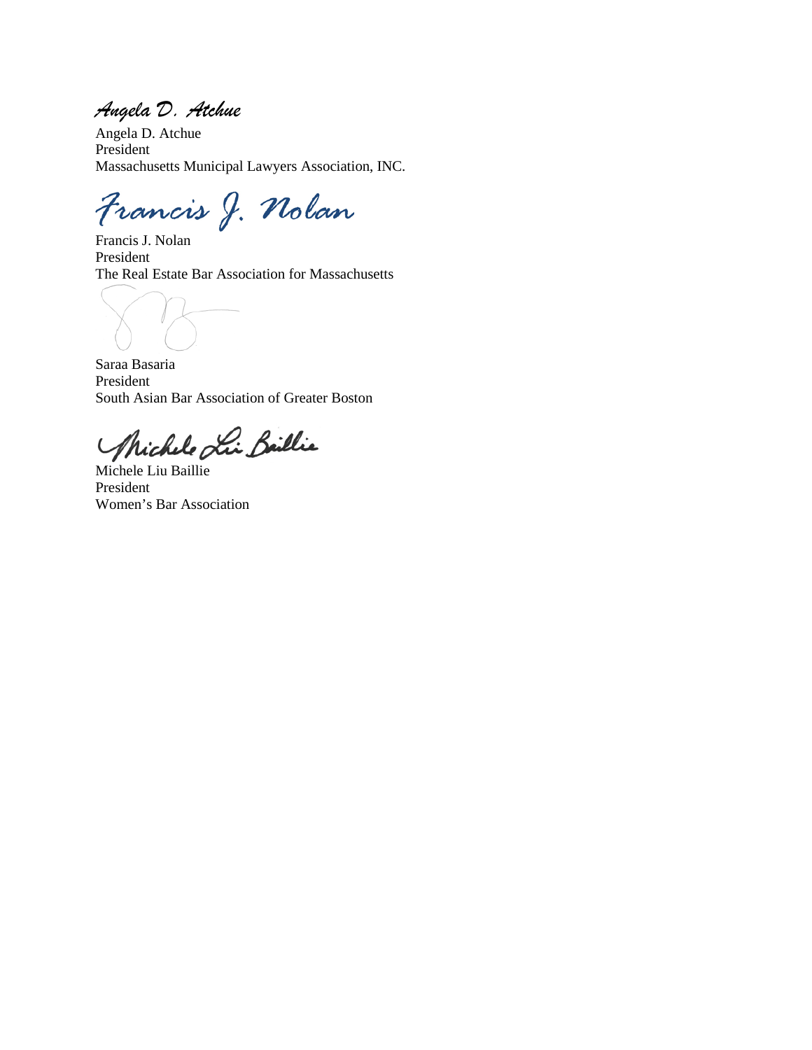*Angela D. Atchue*

Angela D. Atchue
President
Massachusetts Municipal Lawyers Association, INC.

*Francis J. Nolan*

Francis J. Nolan
President
The Real Estate Bar Association for Massachusetts

Saraa Basaria
President
South Asian Bar Association of Greater Boston

*Michele Liu Baillie*

Michele Liu Baillie
President
Women's Bar Association